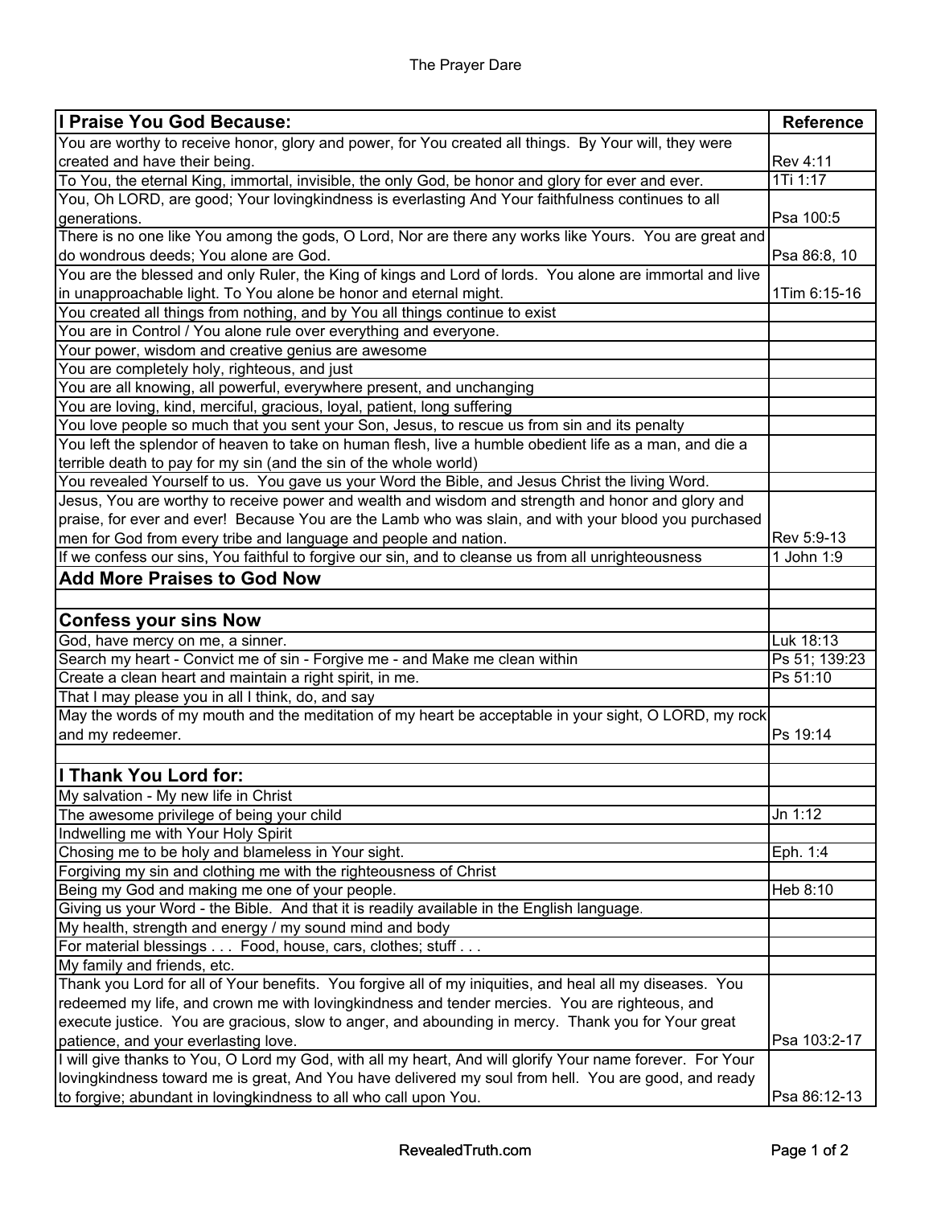# The Prayer Dare

| I Praise You God Because: | Reference |
|---|---|
| You are worthy to receive honor, glory and power, for You created all things. By Your will, they were created and have their being. | Rev 4:11 |
| To You, the eternal King, immortal, invisible, the only God, be honor and glory for ever and ever. | 1Ti 1:17 |
| You, Oh LORD, are good; Your lovingkindness is everlasting And Your faithfulness continues to all generations. | Psa 100:5 |
| There is no one like You among the gods, O Lord, Nor are there any works like Yours. You are great and do wondrous deeds; You alone are God. | Psa 86:8, 10 |
| You are the blessed and only Ruler, the King of kings and Lord of lords. You alone are immortal and live in unapproachable light. To You alone be honor and eternal might. | 1Tim 6:15-16 |
| You created all things from nothing, and by You all things continue to exist | |
| You are in Control / You alone rule over everything and everyone. | |
| Your power, wisdom and creative genius are awesome | |
| You are completely holy, righteous, and just | |
| You are all knowing, all powerful, everywhere present, and unchanging | |
| You are loving, kind, merciful, gracious, loyal, patient, long suffering | |
| You love people so much that you sent your Son, Jesus, to rescue us from sin and its penalty | |
| You left the splendor of heaven to take on human flesh, live a humble obedient life as a man, and die a terrible death to pay for my sin (and the sin of the whole world) | |
| You revealed Yourself to us. You gave us your Word the Bible, and Jesus Christ the living Word. | |
| Jesus, You are worthy to receive power and wealth and wisdom and strength and honor and glory and praise, for ever and ever! Because You are the Lamb who was slain, and with your blood you purchased men for God from every tribe and language and people and nation. | Rev 5:9-13 |
| If we confess our sins, You faithful to forgive our sin, and to cleanse us from all unrighteousness | 1 John 1:9 |
| **Add More Praises to God Now** | |
| | |
| **Confess your sins Now** | |
| God, have mercy on me, a sinner. | Luk 18:13 |
| Search my heart - Convict me of sin - Forgive me - and Make me clean within | Ps 51; 139:23 |
| Create a clean heart and maintain a right spirit, in me. | Ps 51:10 |
| That I may please you in all I think, do, and say | |
| May the words of my mouth and the meditation of my heart be acceptable in your sight, O LORD, my rock and my redeemer. | Ps 19:14 |
| | |
| **I Thank You Lord for:** | |
| My salvation - My new life in Christ | |
| The awesome privilege of being your child | Jn 1:12 |
| Indwelling me with Your Holy Spirit | |
| Chosing me to be holy and blameless in Your sight. | Eph. 1:4 |
| Forgiving my sin and clothing me with the righteousness of Christ | |
| Being my God and making me one of your people. | Heb 8:10 |
| Giving us your Word - the Bible. And that it is readily available in the English language. | |
| My health, strength and energy / my sound mind and body | |
| For material blessings . . . Food, house, cars, clothes; stuff . . . | |
| My family and friends, etc. | |
| Thank you Lord for all of Your benefits. You forgive all of my iniquities, and heal all my diseases. You redeemed my life, and crown me with lovingkindness and tender mercies. You are righteous, and execute justice. You are gracious, slow to anger, and abounding in mercy. Thank you for Your great patience, and your everlasting love. | Psa 103:2-17 |
| I will give thanks to You, O Lord my God, with all my heart, And will glorify Your name forever. For Your lovingkindness toward me is great, And You have delivered my soul from hell. You are good, and ready to forgive; abundant in lovingkindness to all who call upon You. | Psa 86:12-13 |

RevealedTruth.com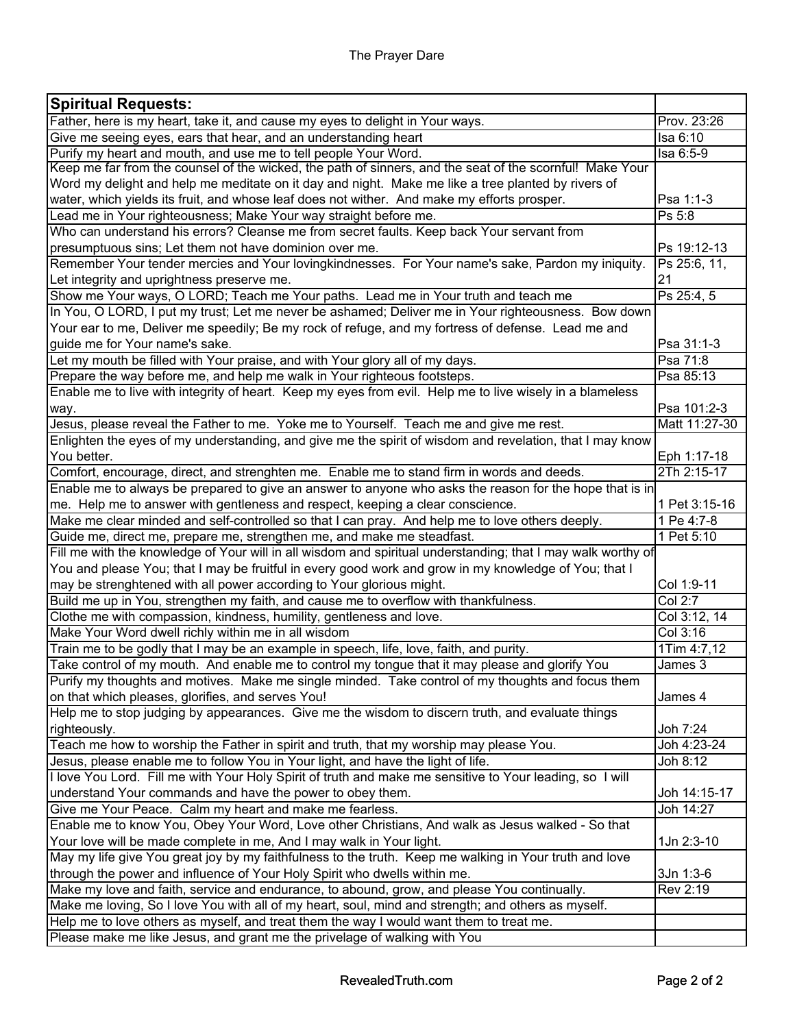| **Spiritual Requests:** | |
|---|---|
| Father, here is my heart, take it, and cause my eyes to delight in Your ways. | Prov. 23:26 |
| Give me seeing eyes, ears that hear, and an understanding heart | Isa 6:10 |
| Purify my heart and mouth, and use me to tell people Your Word. | Isa 6:5-9 |
| Keep me far from the counsel of the wicked, the path of sinners, and the seat of the scornful! Make Your Word my delight and help me meditate on it day and night. Make me like a tree planted by rivers of water, which yields its fruit, and whose leaf does not wither. And make my efforts prosper. | Psa 1:1-3 |
| Lead me in Your righteousness; Make Your way straight before me. | Ps 5:8 |
| Who can understand his errors? Cleanse me from secret faults. Keep back Your servant from presumptuous sins; Let them not have dominion over me. | Ps 19:12-13 |
| Remember Your tender mercies and Your lovingkindnesses. For Your name's sake, Pardon my iniquity. Let integrity and uprightness preserve me. | Ps 25:6, 11, 21 |
| Show me Your ways, O LORD; Teach me Your paths. Lead me in Your truth and teach me | Ps 25:4, 5 |
| In You, O LORD, I put my trust; Let me never be ashamed; Deliver me in Your righteousness. Bow down Your ear to me, Deliver me speedily; Be my rock of refuge, and my fortress of defense. Lead me and guide me for Your name's sake. | Psa 31:1-3 |
| Let my mouth be filled with Your praise, and with Your glory all of my days. | Psa 71:8 |
| Prepare the way before me, and help me walk in Your righteous footsteps. | Psa 85:13 |
| Enable me to live with integrity of heart. Keep my eyes from evil. Help me to live wisely in a blameless way. | Psa 101:2-3 |
| Jesus, please reveal the Father to me. Yoke me to Yourself. Teach me and give me rest. | Matt 11:27-30 |
| Enlighten the eyes of my understanding, and give me the spirit of wisdom and revelation, that I may know You better. | Eph 1:17-18 |
| Comfort, encourage, direct, and strenghten me. Enable me to stand firm in words and deeds. | 2Th 2:15-17 |
| Enable me to always be prepared to give an answer to anyone who asks the reason for the hope that is in me. Help me to answer with gentleness and respect, keeping a clear conscience. | 1 Pet 3:15-16 |
| Make me clear minded and self-controlled so that I can pray. And help me to love others deeply. | 1 Pe 4:7-8 |
| Guide me, direct me, prepare me, strengthen me, and make me steadfast. | 1 Pet 5:10 |
| Fill me with the knowledge of Your will in all wisdom and spiritual understanding; that I may walk worthy of You and please You; that I may be fruitful in every good work and grow in my knowledge of You; that I may be strenghtened with all power according to Your glorious might. | Col 1:9-11 |
| Build me up in You, strengthen my faith, and cause me to overflow with thankfulness. | Col 2:7 |
| Clothe me with compassion, kindness, humility, gentleness and love. | Col 3:12, 14 |
| Make Your Word dwell richly within me in all wisdom | Col 3:16 |
| Train me to be godly that I may be an example in speech, life, love, faith, and purity. | 1Tim 4:7,12 |
| Take control of my mouth. And enable me to control my tongue that it may please and glorify You | James 3 |
| Purify my thoughts and motives. Make me single minded. Take control of my thoughts and focus them on that which pleases, glorifies, and serves You! | James 4 |
| Help me to stop judging by appearances. Give me the wisdom to discern truth, and evaluate things righteously. | Joh 7:24 |
| Teach me how to worship the Father in spirit and truth, that my worship may please You. | Joh 4:23-24 |
| Jesus, please enable me to follow You in Your light, and have the light of life. | Joh 8:12 |
| I love You Lord. Fill me with Your Holy Spirit of truth and make me sensitive to Your leading, so I will understand Your commands and have the power to obey them. | Joh 14:15-17 |
| Give me Your Peace. Calm my heart and make me fearless. | Joh 14:27 |
| Enable me to know You, Obey Your Word, Love other Christians, And walk as Jesus walked - So that Your love will be made complete in me, And I may walk in Your light. | 1Jn 2:3-10 |
| May my life give You great joy by my faithfulness to the truth. Keep me walking in Your truth and love through the power and influence of Your Holy Spirit who dwells within me. | 3Jn 1:3-6 |
| Make my love and faith, service and endurance, to abound, grow, and please You continually. | Rev 2:19 |
| Make me loving, So I love You with all of my heart, soul, mind and strength; and others as myself. | |
| Help me to love others as myself, and treat them the way I would want them to treat me. | |
| Please make me like Jesus, and grant me the privelage of walking with You | |